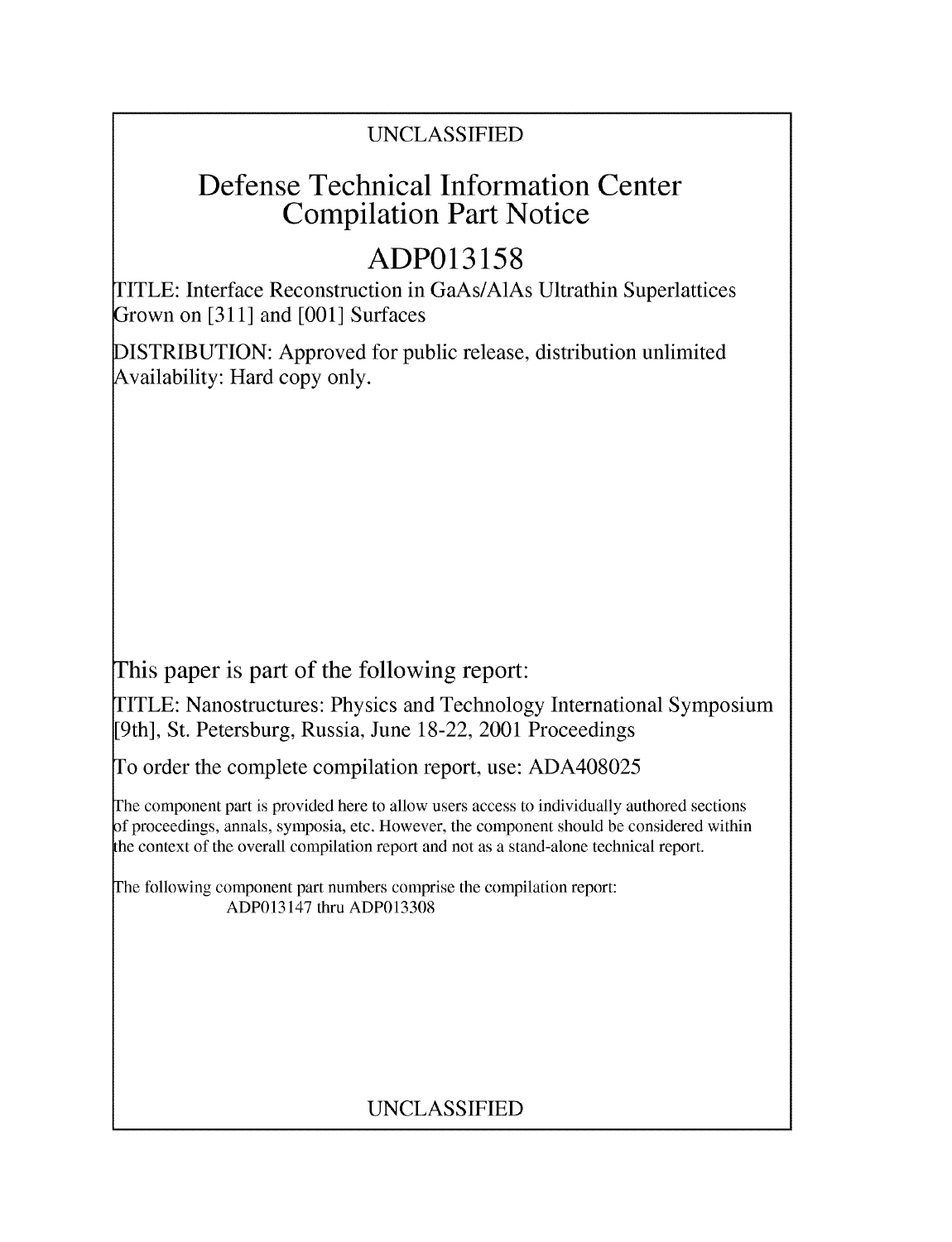UNCLASSIFIED

# Defense Technical Information Center Compilation Part Notice

## ADP013158

TITLE: Interface Reconstruction in GaAs/AlAs Ultrathin Superlattices Grown on [311] and [001] Surfaces

DISTRIBUTION: Approved for public release, distribution unlimited
Availability: Hard copy only.

This paper is part of the following report:

TITLE: Nanostructures: Physics and Technology International Symposium [9th], St. Petersburg, Russia, June 18-22, 2001 Proceedings

To order the complete compilation report, use: ADA408025

The component part is provided here to allow users access to individually authored sections of proceedings, annals, symposia, etc. However, the component should be considered within the context of the overall compilation report and not as a stand-alone technical report.

The following component part numbers comprise the compilation report:
ADP013147 thru ADP013308

UNCLASSIFIED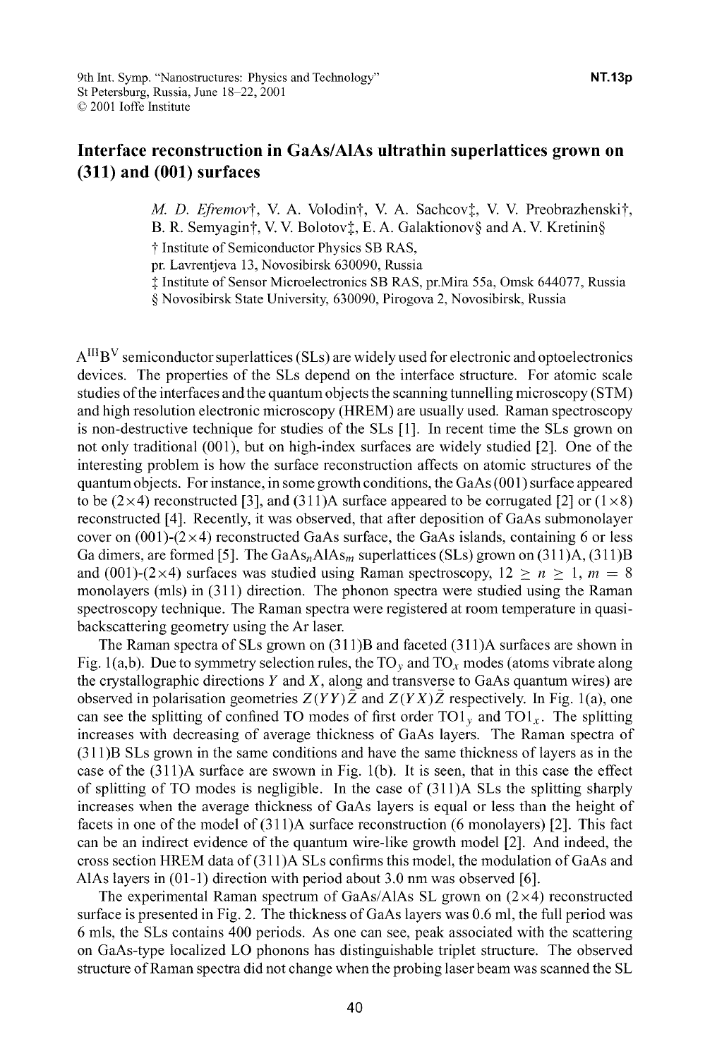# Interface reconstruction in GaAs/AlAs ultrathin superlattices grown on (311) and (001) surfaces

*M. D. Efremov*†, V. A. Volodin†, V. A. Sachcov‡, V. V. Preobrazhenskii†, B. R. Semyagin†, V. V. Bolotov‡, E. A. Galaktionov§ and A. V. Kretinin§

† Institute of Semiconductor Physics SB RAS, pr. Lavrentjeva 13, Novosibirsk 630090, Russia

‡ Institute of Sensor Microelectronics SB RAS, pr.Mira 55a, Omsk 644077, Russia

§ Novosibirsk State University, 630090, Pirogova 2, Novosibirsk, Russia

$A^{III}B^{V}$ semiconductor superlattices (SLs) are widely used for electronic and optoelectronics devices. The properties of the SLs depend on the interface structure. For atomic scale studies of the interfaces and the quantum objects the scanning tunnelling microscopy (STM) and high resolution electronic microscopy (HREM) are usually used. Raman spectroscopy is non-destructive technique for studies of the SLs [1]. In recent time the SLs grown on not only traditional (001), but on high-index surfaces are widely studied [2]. One of the interesting problem is how the surface reconstruction affects on atomic structures of the quantum objects. For instance, in some growth conditions, the GaAs (001) surface appeared to be (2×4) reconstructed [3], and (311)A surface appeared to be corrugated [2] or (1×8) reconstructed [4]. Recently, it was observed, that after deposition of GaAs submonolayer cover on (001)-(2×4) reconstructed GaAs surface, the GaAs islands, containing 6 or less Ga dimers, are formed [5]. The $GaAs_nAlAs_m$ superlattices (SLs) grown on (311)A, (311)B and (001)-(2×4) surfaces was studied using Raman spectroscopy, $12 \geq n \geq 1$, $m = 8$ monolayers (mls) in (311) direction. The phonon spectra were studied using the Raman spectroscopy technique. The Raman spectra were registered at room temperature in quasi-backscattering geometry using the Ar laser.

The Raman spectra of SLs grown on (311)B and faceted (311)A surfaces are shown in Fig. 1(a,b). Due to symmetry selection rules, the $TO_y$ and $TO_x$ modes (atoms vibrate along the crystallographic directions $Y$ and $X$, along and transverse to GaAs quantum wires) are observed in polarisation geometries $Z(YY)\bar{Z}$ and $Z(YX)\bar{Z}$ respectively. In Fig. 1(a), one can see the splitting of confined TO modes of first order $TO1_y$ and $TO1_x$. The splitting increases with decreasing of average thickness of GaAs layers. The Raman spectra of (311)B SLs grown in the same conditions and have the same thickness of layers as in the case of the (311)A surface are swown in Fig. 1(b). It is seen, that in this case the effect of splitting of TO modes is negligible. In the case of (311)A SLs the splitting sharply increases when the average thickness of GaAs layers is equal or less than the height of facets in one of the model of (311)A surface reconstruction (6 monolayers) [2]. This fact can be an indirect evidence of the quantum wire-like growth model [2]. And indeed, the cross section HREM data of (311)A SLs confirms this model, the modulation of GaAs and AlAs layers in (01-1) direction with period about 3.0 nm was observed [6].

The experimental Raman spectrum of GaAs/AlAs SL grown on (2×4) reconstructed surface is presented in Fig. 2. The thickness of GaAs layers was 0.6 ml, the full period was 6 mls, the SLs contains 400 periods. As one can see, peak associated with the scattering on GaAs-type localized LO phonons has distinguishable triplet structure. The observed structure of Raman spectra did not change when the probing laser beam was scanned the SL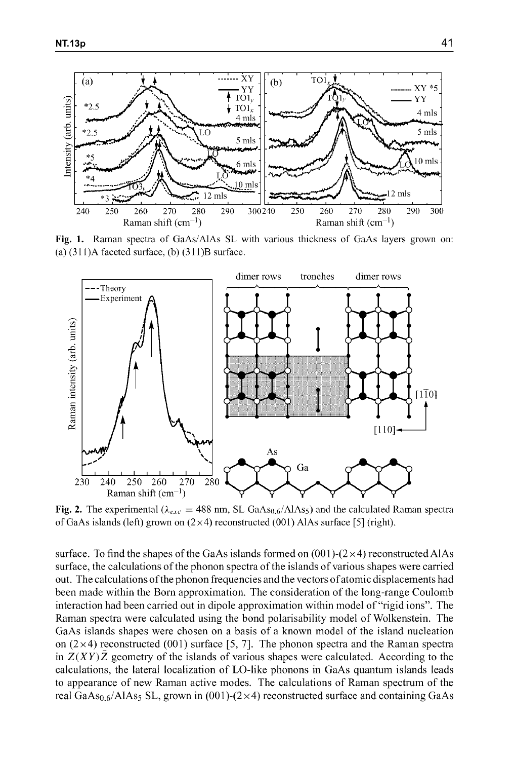**Fig. 1.** Raman spectra of GaAs/AlAs SL with various thickness of GaAs layers grown on: (a) (311)A faceted surface, (b) (311)B surface.

**Fig. 2.** The experimental ($\lambda_{exc}$ = 488 nm, SL $GaAs_{0.6}/AlAs_5$) and the calculated Raman spectra of GaAs islands (left) grown on (2×4) reconstructed (001) AlAs surface [5] (right).

surface. To find the shapes of the GaAs islands formed on (001)-(2×4) reconstructed AlAs surface, the calculations of the phonon spectra of the islands of various shapes were carried out. The calculations of the phonon frequencies and the vectors of atomic displacements had been made within the Born approximation. The consideration of the long-range Coulomb interaction had been carried out in dipole approximation within model of "rigid ions". The Raman spectra were calculated using the bond polarisability model of Wolkenstein. The GaAs islands shapes were chosen on a basis of a known model of the island nucleation on (2×4) reconstructed (001) surface [5, 7]. The phonon spectra and the Raman spectra in $Z(XY)\bar{Z}$ geometry of the islands of various shapes were calculated. According to the calculations, the lateral localization of LO-like phonons in GaAs quantum islands leads to appearance of new Raman active modes. The calculations of Raman spectrum of the real $GaAs_{0.6}/AlAs_5$ SL, grown in (001)-(2×4) reconstructed surface and containing GaAs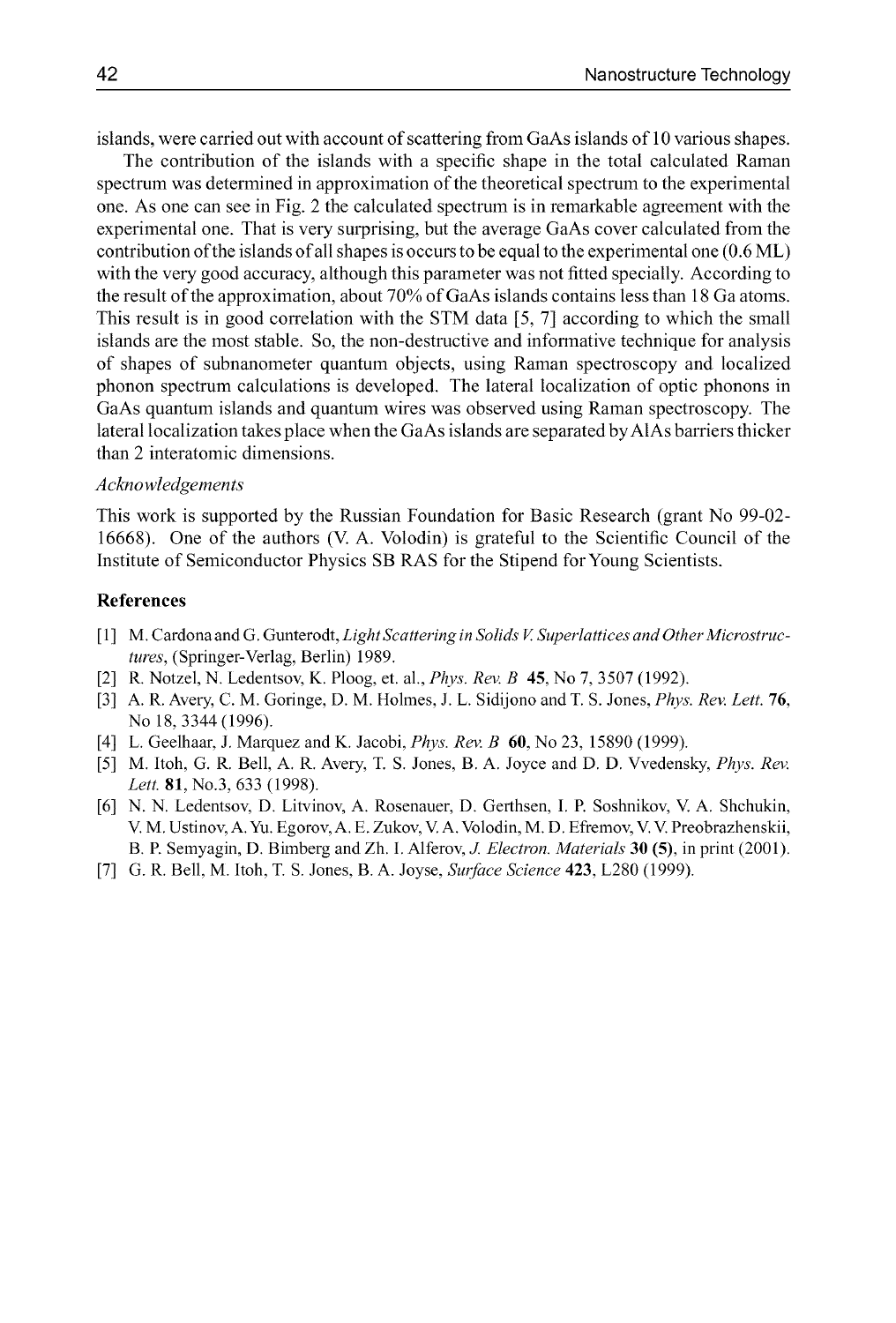islands, were carried out with account of scattering from GaAs islands of 10 various shapes.

The contribution of the islands with a specific shape in the total calculated Raman spectrum was determined in approximation of the theoretical spectrum to the experimental one. As one can see in Fig. 2 the calculated spectrum is in remarkable agreement with the experimental one. That is very surprising, but the average GaAs cover calculated from the contribution of the islands of all shapes is occurs to be equal to the experimental one (0.6 ML) with the very good accuracy, although this parameter was not fitted specially. According to the result of the approximation, about 70% of GaAs islands contains less than 18 Ga atoms. This result is in good correlation with the STM data [5, 7] according to which the small islands are the most stable. So, the non-destructive and informative technique for analysis of shapes of subnanometer quantum objects, using Raman spectroscopy and localized phonon spectrum calculations is developed. The lateral localization of optic phonons in GaAs quantum islands and quantum wires was observed using Raman spectroscopy. The lateral localization takes place when the GaAs islands are separated by AlAs barriers thicker than 2 interatomic dimensions.

*Acknowledgements*

This work is supported by the Russian Foundation for Basic Research (grant No 99-02-16668). One of the authors (V. A. Volodin) is grateful to the Scientific Council of the Institute of Semiconductor Physics SB RAS for the Stipend for Young Scientists.

**References**

[1] M. Cardona and G. Gunterodt, *Light Scattering in Solids V. Superlattices and Other Microstructures*, (Springer-Verlag, Berlin) 1989.

[2] R. Notzel, N. Ledentsov, K. Ploog, et. al., *Phys. Rev. B* **45**, No 7, 3507 (1992).

[3] A. R. Avery, C. M. Goringe, D. M. Holmes, J. L. Sidijono and T. S. Jones, *Phys. Rev. Lett.* **76**, No 18, 3344 (1996).

[4] L. Geelhaar, J. Marquez and K. Jacobi, *Phys. Rev. B* **60**, No 23, 15890 (1999).

[5] M. Itoh, G. R. Bell, A. R. Avery, T. S. Jones, B. A. Joyce and D. D. Vvedensky, *Phys. Rev. Lett.* **81**, No.3, 633 (1998).

[6] N. N. Ledentsov, D. Litvinov, A. Rosenauer, D. Gerthsen, I. P. Soshnikov, V. A. Shchukin, V. M. Ustinov, A. Yu. Egorov, A. E. Zukov, V. A. Volodin, M. D. Efremov, V. V. Preobrazhenskii, B. P. Semyagin, D. Bimberg and Zh. I. Alferov, *J. Electron. Materials* **30 (5)**, in print (2001).

[7] G. R. Bell, M. Itoh, T. S. Jones, B. A. Joyse, *Surface Science* **423**, L280 (1999).